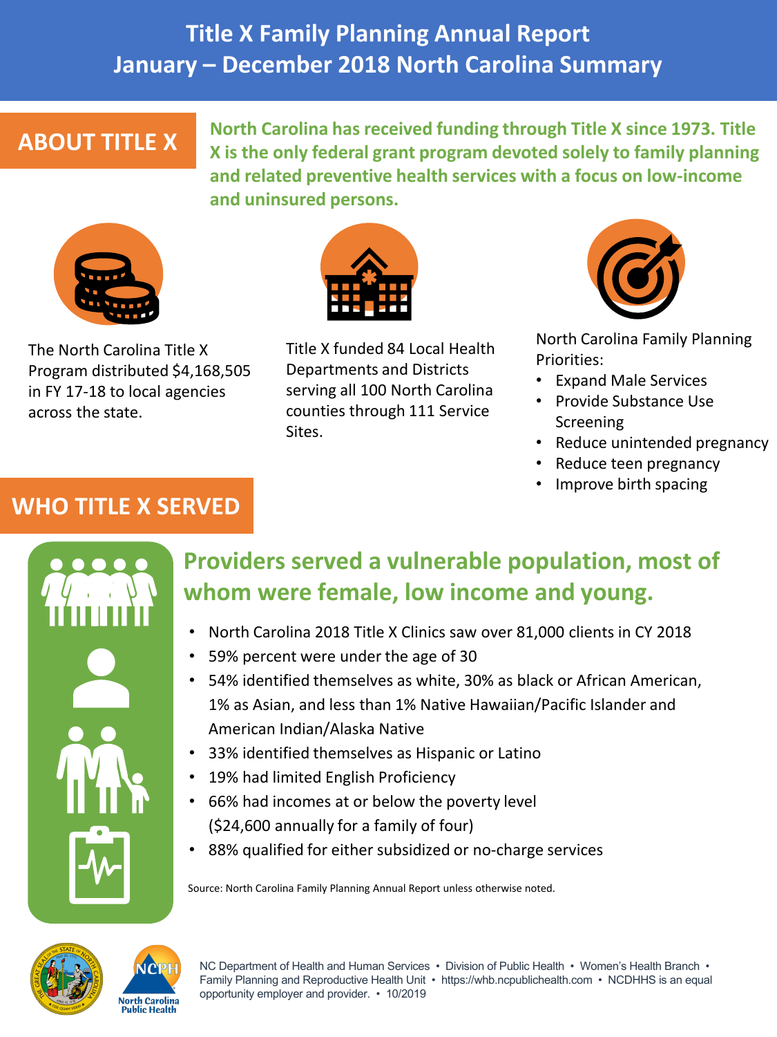# Title X Family Planning Annual Report
# January – December 2018 North Carolina Summary

## ABOUT TITLE X

**North Carolina has received funding through Title X since 1973. Title X is the only federal grant program devoted solely to family planning and related preventive health services with a focus on low-income and uninsured persons.**

The North Carolina Title X Program distributed $4,168,505 in FY 17-18 to local agencies across the state.

Title X funded 84 Local Health Departments and Districts serving all 100 North Carolina counties through 111 Service Sites.

North Carolina Family Planning Priorities:

- Expand Male Services
- Provide Substance Use Screening
- Reduce unintended pregnancy
- Reduce teen pregnancy
- Improve birth spacing

## WHO TITLE X SERVED

### Providers served a vulnerable population, most of whom were female, low income and young.

- North Carolina 2018 Title X Clinics saw over 81,000 clients in CY 2018
- 59% percent were under the age of 30
- 54% identified themselves as white, 30% as black or African American, 1% as Asian, and less than 1% Native Hawaiian/Pacific Islander and American Indian/Alaska Native
- 33% identified themselves as Hispanic or Latino
- 19% had limited English Proficiency
- 66% had incomes at or below the poverty level ($24,600 annually for a family of four)
- 88% qualified for either subsidized or no-charge services

Source: North Carolina Family Planning Annual Report unless otherwise noted.

NC Department of Health and Human Services • Division of Public Health • Women's Health Branch • Family Planning and Reproductive Health Unit • https://whb.ncpublichealth.com • NCDHHS is an equal opportunity employer and provider. • 10/2019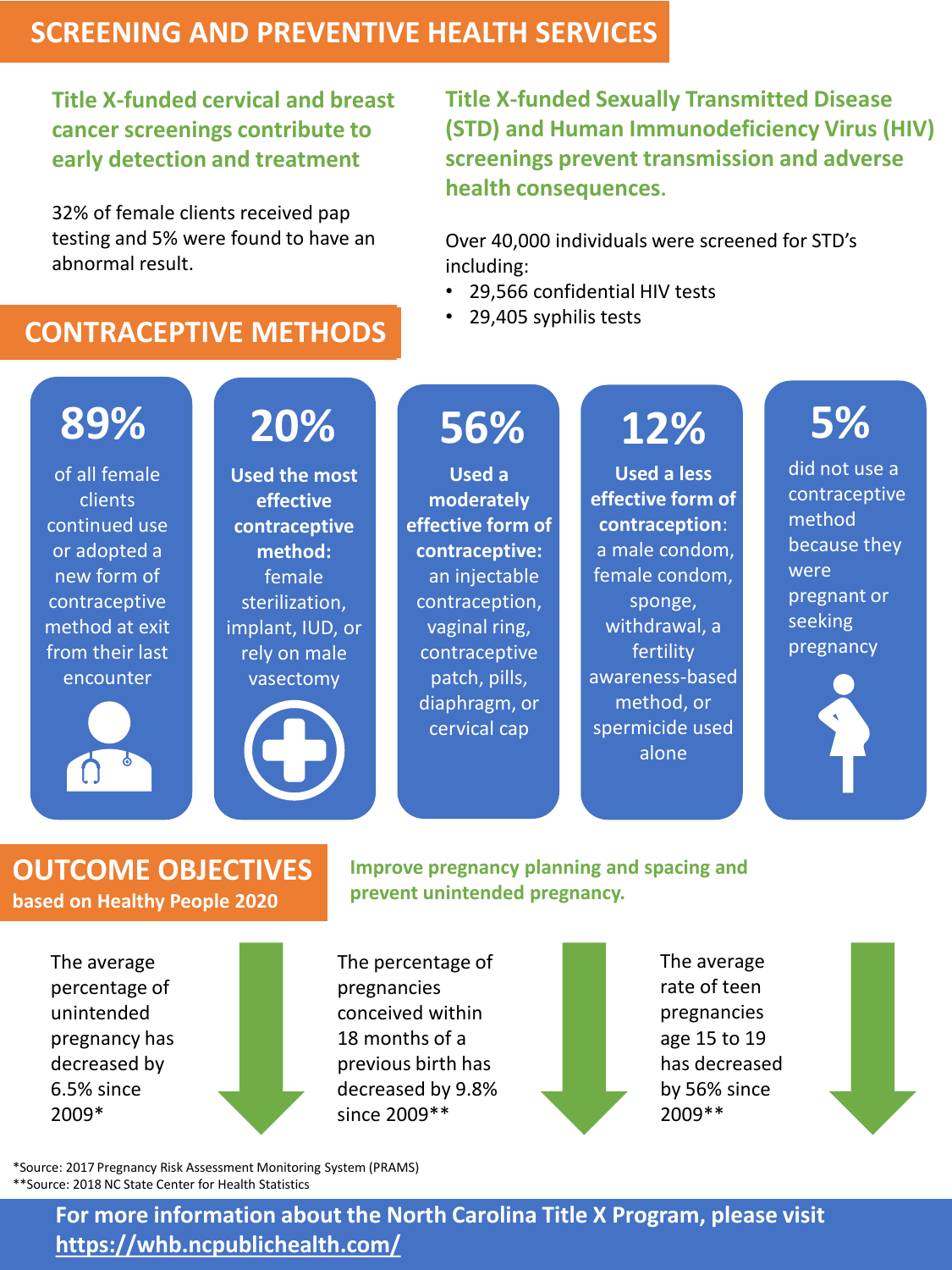## SCREENING AND PREVENTIVE HEALTH SERVICES

### Title X-funded cervical and breast cancer screenings contribute to early detection and treatment

32% of female clients received pap testing and 5% were found to have an abnormal result.

### Title X-funded Sexually Transmitted Disease (STD) and Human Immunodeficiency Virus (HIV) screenings prevent transmission and adverse health consequences.

Over 40,000 individuals were screened for STD's including:

- 29,566 confidential HIV tests
- 29,405 syphilis tests

## CONTRACEPTIVE METHODS

**89%**
of all female clients continued use or adopted a new form of contraceptive method at exit from their last encounter

**20%**
**Used the most effective contraceptive method:** female sterilization, implant, IUD, or rely on male vasectomy

**56%**
**Used a moderately effective form of contraceptive:** an injectable contraception, vaginal ring, contraceptive patch, pills, diaphragm, or cervical cap

**12%**
**Used a less effective form of contraception**: a male condom, female condom, sponge, withdrawal, a fertility awareness-based method, or spermicide used alone

**5%**
did not use a contraceptive method because they were pregnant or seeking pregnancy

## OUTCOME OBJECTIVES
**based on Healthy People 2020**

### Improve pregnancy planning and spacing and prevent unintended pregnancy.

The average percentage of unintended pregnancy has decreased by 6.5% since 2009*

The percentage of pregnancies conceived within 18 months of a previous birth has decreased by 9.8% since 2009**

The average rate of teen pregnancies age 15 to 19 has decreased by 56% since 2009**

*Source: 2017 Pregnancy Risk Assessment Monitoring System (PRAMS)
**Source: 2018 NC State Center for Health Statistics

**For more information about the North Carolina Title X Program, please visit https://whb.ncpublichealth.com/**